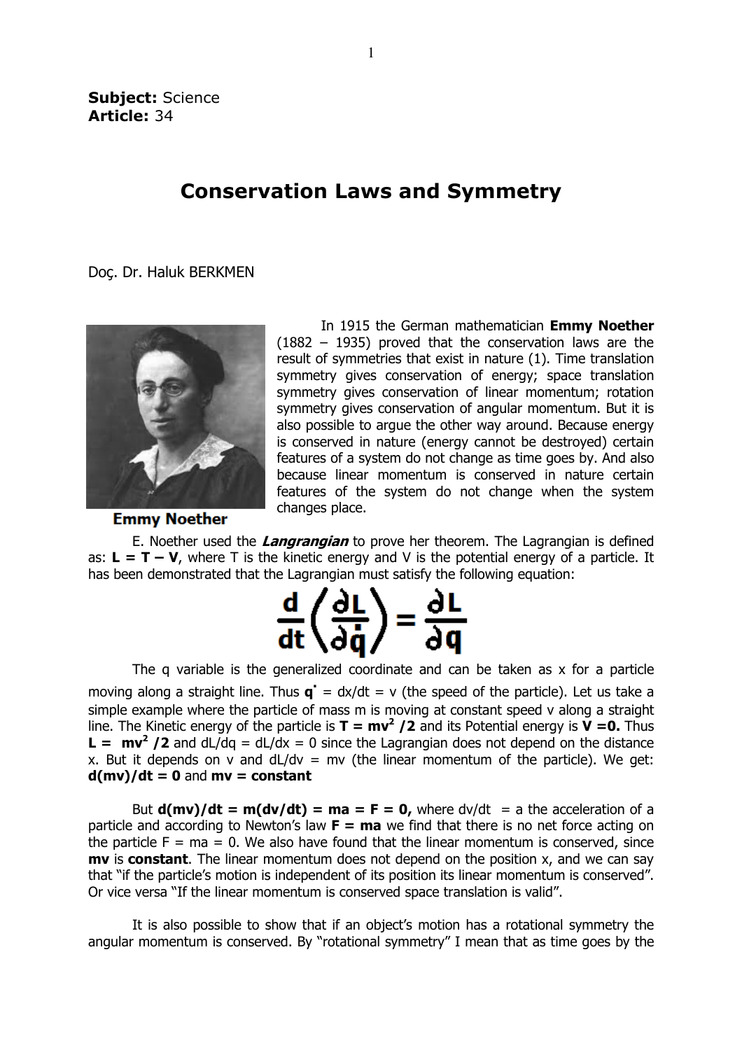**Subject:** Science
**Article:** 34

# Conservation Laws and Symmetry

Doç. Dr. Haluk BERKMEN

Emmy Noether

In 1915 the German mathematician **Emmy Noether** (1882 – 1935) proved that the conservation laws are the result of symmetries that exist in nature (1). Time translation symmetry gives conservation of energy; space translation symmetry gives conservation of linear momentum; rotation symmetry gives conservation of angular momentum. But it is also possible to argue the other way around. Because energy is conserved in nature (energy cannot be destroyed) certain features of a system do not change as time goes by. And also because linear momentum is conserved in nature certain features of the system do not change when the system changes place.

E. Noether used the ***Langrangian*** to prove her theorem. The Lagrangian is defined as: $\mathbf{L = T - V}$, where T is the kinetic energy and V is the potential energy of a particle. It has been demonstrated that the Lagrangian must satisfy the following equation:

$$\frac{d}{dt}\left(\frac{\partial L}{\partial \dot{q}}\right) = \frac{\partial L}{\partial q}$$

The q variable is the generalized coordinate and can be taken as x for a particle moving along a straight line. Thus $\mathbf{q^{\cdot}}$ = dx/dt = v (the speed of the particle). Let us take a simple example where the particle of mass m is moving at constant speed v along a straight line. The Kinetic energy of the particle is $\mathbf{T = mv^2 /2}$ and its Potential energy is $\mathbf{V = 0}$. Thus $\mathbf{L = mv^2 /2}$ and dL/dq = dL/dx = 0 since the Lagrangian does not depend on the distance x. But it depends on v and dL/dv = mv (the linear momentum of the particle). We get: **d(mv)/dt = 0** and **mv = constant**

But **d(mv)/dt = m(dv/dt) = ma = F = 0,** where dv/dt = a the acceleration of a particle and according to Newton's law **F = ma** we find that there is no net force acting on the particle F = ma = 0. We also have found that the linear momentum is conserved, since **mv** is **constant**. The linear momentum does not depend on the position x, and we can say that "if the particle's motion is independent of its position its linear momentum is conserved". Or vice versa "If the linear momentum is conserved space translation is valid".

It is also possible to show that if an object's motion has a rotational symmetry the angular momentum is conserved. By "rotational symmetry" I mean that as time goes by the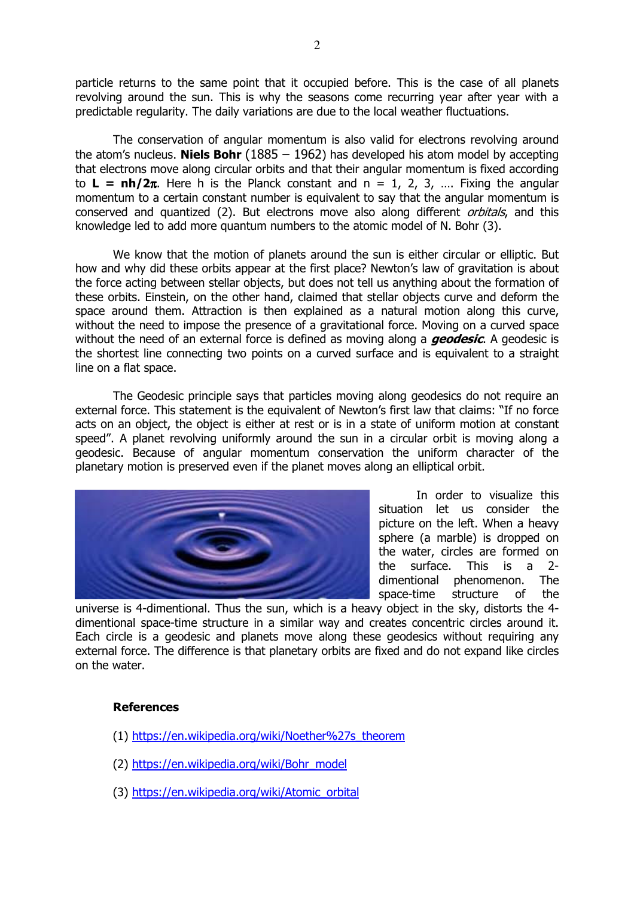particle returns to the same point that it occupied before. This is the case of all planets revolving around the sun. This is why the seasons come recurring year after year with a predictable regularity. The daily variations are due to the local weather fluctuations.

The conservation of angular momentum is also valid for electrons revolving around the atom's nucleus. **Niels Bohr** (1885 – 1962) has developed his atom model by accepting that electrons move along circular orbits and that their angular momentum is fixed according to $\mathbf{L = nh/2\pi}$. Here h is the Planck constant and n = 1, 2, 3, …. Fixing the angular momentum to a certain constant number is equivalent to say that the angular momentum is conserved and quantized (2). But electrons move also along different *orbitals*, and this knowledge led to add more quantum numbers to the atomic model of N. Bohr (3).

We know that the motion of planets around the sun is either circular or elliptic. But how and why did these orbits appear at the first place? Newton's law of gravitation is about the force acting between stellar objects, but does not tell us anything about the formation of these orbits. Einstein, on the other hand, claimed that stellar objects curve and deform the space around them. Attraction is then explained as a natural motion along this curve, without the need to impose the presence of a gravitational force. Moving on a curved space without the need of an external force is defined as moving along a ***geodesic***. A geodesic is the shortest line connecting two points on a curved surface and is equivalent to a straight line on a flat space.

The Geodesic principle says that particles moving along geodesics do not require an external force. This statement is the equivalent of Newton's first law that claims: "If no force acts on an object, the object is either at rest or is in a state of uniform motion at constant speed". A planet revolving uniformly around the sun in a circular orbit is moving along a geodesic. Because of angular momentum conservation the uniform character of the planetary motion is preserved even if the planet moves along an elliptical orbit.

In order to visualize this situation let us consider the picture on the left. When a heavy sphere (a marble) is dropped on the water, circles are formed on the surface. This is a 2-dimentional phenomenon. The space-time structure of the universe is 4-dimentional. Thus the sun, which is a heavy object in the sky, distorts the 4-dimentional space-time structure in a similar way and creates concentric circles around it. Each circle is a geodesic and planets move along these geodesics without requiring any external force. The difference is that planetary orbits are fixed and do not expand like circles on the water.

### References

(1) https://en.wikipedia.org/wiki/Noether%27s_theorem

(2) https://en.wikipedia.org/wiki/Bohr_model

(3) https://en.wikipedia.org/wiki/Atomic_orbital